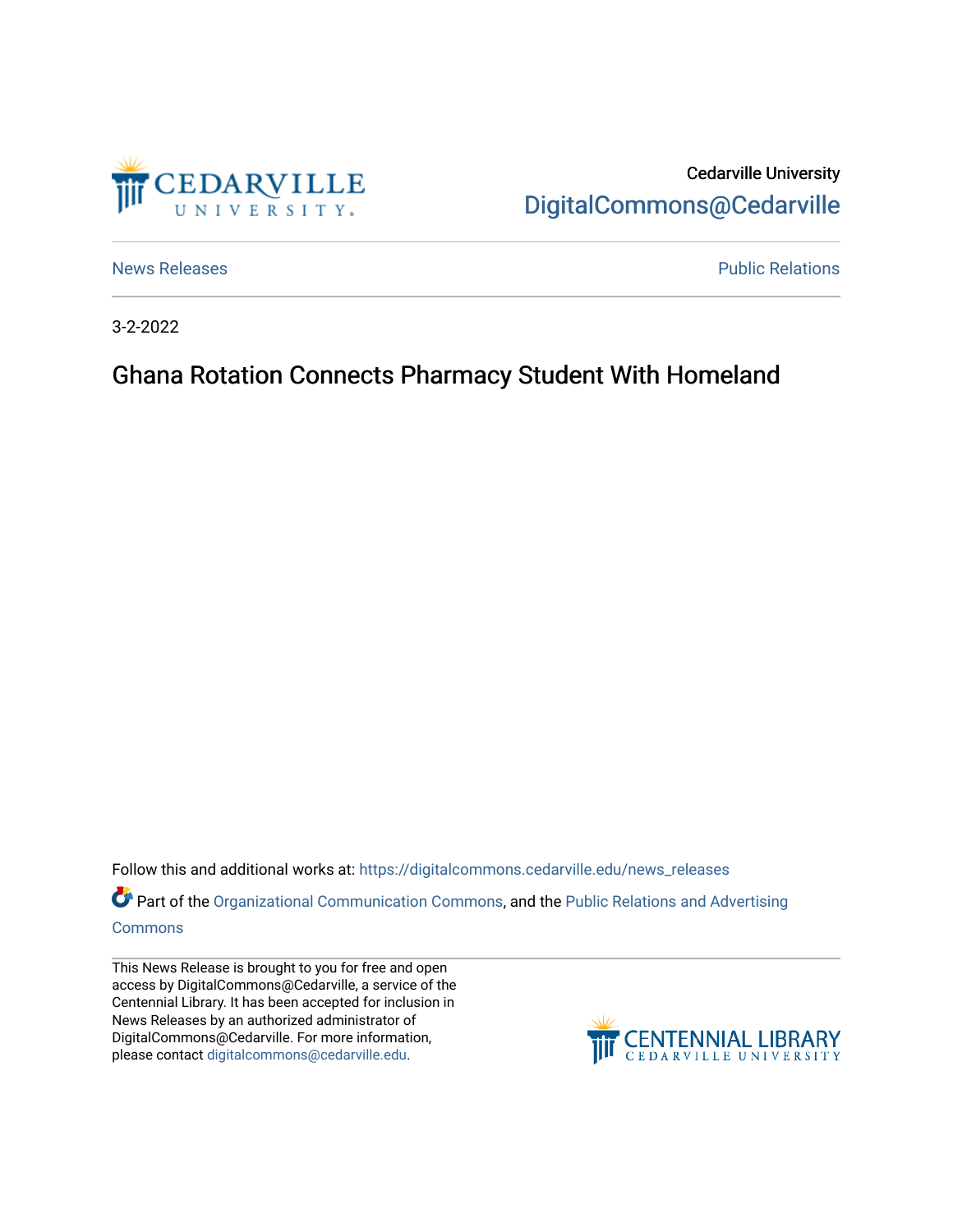Cedarville University

DigitalCommons@Cedarville

News Releases

Public Relations

3-2-2022

# Ghana Rotation Connects Pharmacy Student With Homeland

Follow this and additional works at: https://digitalcommons.cedarville.edu/news_releases

Part of the Organizational Communication Commons, and the Public Relations and Advertising Commons

This News Release is brought to you for free and open access by DigitalCommons@Cedarville, a service of the Centennial Library. It has been accepted for inclusion in News Releases by an authorized administrator of DigitalCommons@Cedarville. For more information, please contact digitalcommons@cedarville.edu.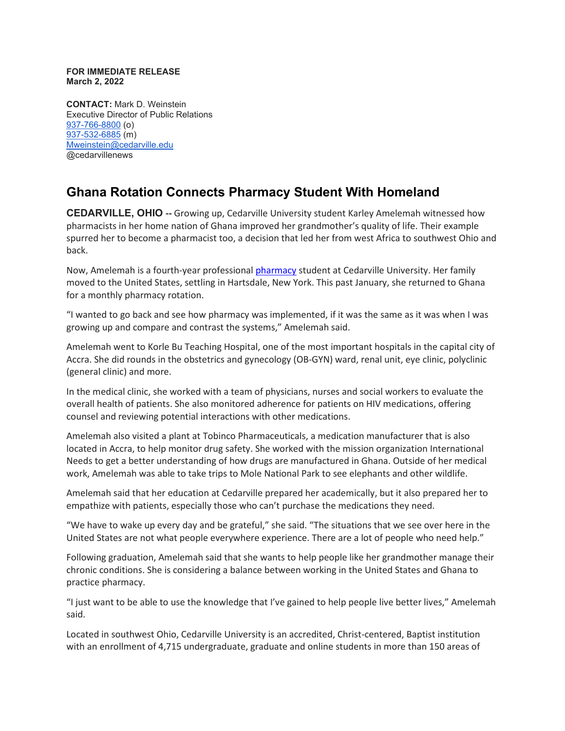**FOR IMMEDIATE RELEASE**
**March 2, 2022**

**CONTACT:** Mark D. Weinstein
Executive Director of Public Relations
937-766-8800 (o)
937-532-6885 (m)
Mweinstein@cedarville.edu
@cedarvillenews

# Ghana Rotation Connects Pharmacy Student With Homeland

**CEDARVILLE, OHIO --** Growing up, Cedarville University student Karley Amelemah witnessed how pharmacists in her home nation of Ghana improved her grandmother's quality of life. Their example spurred her to become a pharmacist too, a decision that led her from west Africa to southwest Ohio and back.

Now, Amelemah is a fourth-year professional pharmacy student at Cedarville University. Her family moved to the United States, settling in Hartsdale, New York. This past January, she returned to Ghana for a monthly pharmacy rotation.

"I wanted to go back and see how pharmacy was implemented, if it was the same as it was when I was growing up and compare and contrast the systems," Amelemah said.

Amelemah went to Korle Bu Teaching Hospital, one of the most important hospitals in the capital city of Accra. She did rounds in the obstetrics and gynecology (OB-GYN) ward, renal unit, eye clinic, polyclinic (general clinic) and more.

In the medical clinic, she worked with a team of physicians, nurses and social workers to evaluate the overall health of patients. She also monitored adherence for patients on HIV medications, offering counsel and reviewing potential interactions with other medications.

Amelemah also visited a plant at Tobinco Pharmaceuticals, a medication manufacturer that is also located in Accra, to help monitor drug safety. She worked with the mission organization International Needs to get a better understanding of how drugs are manufactured in Ghana. Outside of her medical work, Amelemah was able to take trips to Mole National Park to see elephants and other wildlife.

Amelemah said that her education at Cedarville prepared her academically, but it also prepared her to empathize with patients, especially those who can't purchase the medications they need.

"We have to wake up every day and be grateful," she said. "The situations that we see over here in the United States are not what people everywhere experience. There are a lot of people who need help."

Following graduation, Amelemah said that she wants to help people like her grandmother manage their chronic conditions. She is considering a balance between working in the United States and Ghana to practice pharmacy.

"I just want to be able to use the knowledge that I've gained to help people live better lives," Amelemah said.

Located in southwest Ohio, Cedarville University is an accredited, Christ-centered, Baptist institution with an enrollment of 4,715 undergraduate, graduate and online students in more than 150 areas of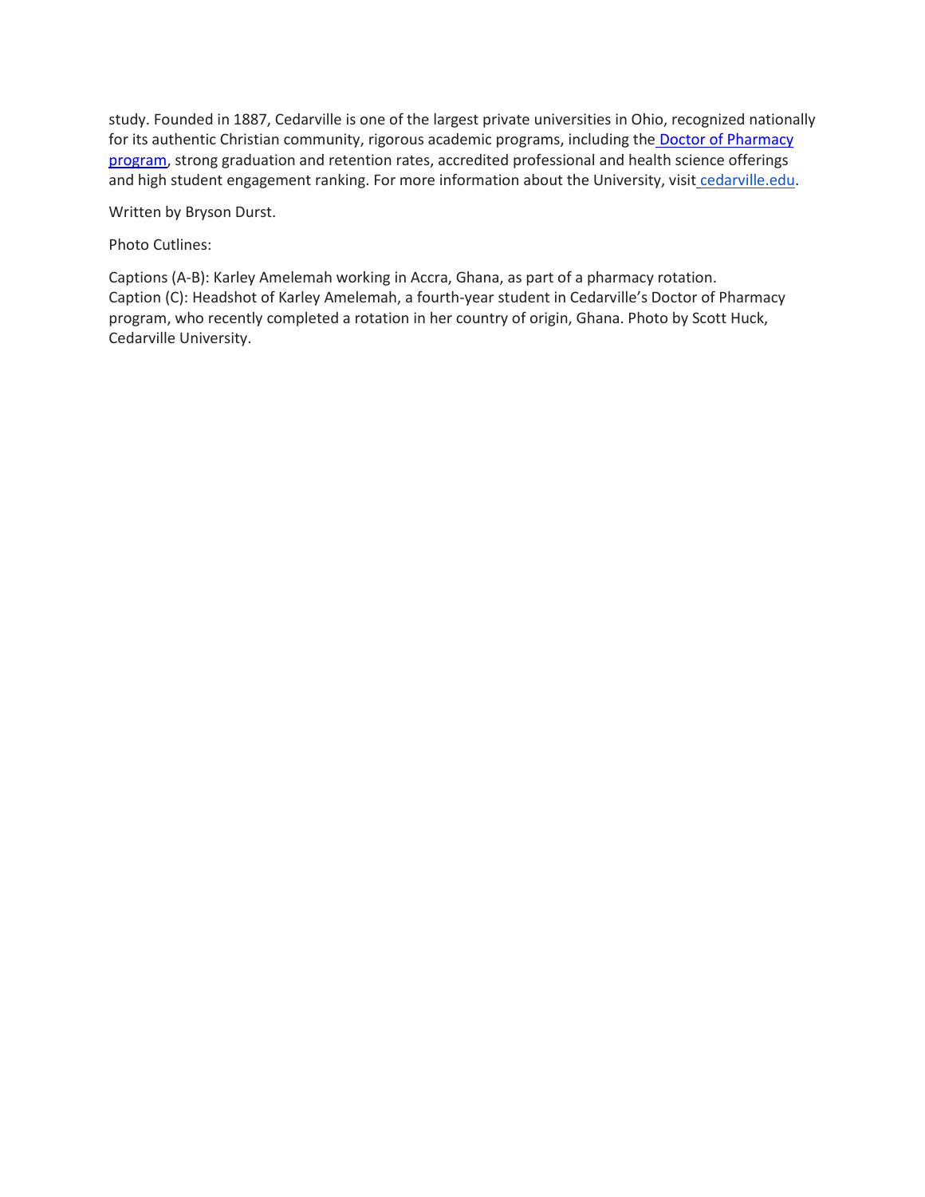study. Founded in 1887, Cedarville is one of the largest private universities in Ohio, recognized nationally for its authentic Christian community, rigorous academic programs, including the Doctor of Pharmacy program, strong graduation and retention rates, accredited professional and health science offerings and high student engagement ranking. For more information about the University, visit cedarville.edu.

Written by Bryson Durst.

Photo Cutlines:

Captions (A-B): Karley Amelemah working in Accra, Ghana, as part of a pharmacy rotation.
Caption (C): Headshot of Karley Amelemah, a fourth-year student in Cedarville's Doctor of Pharmacy program, who recently completed a rotation in her country of origin, Ghana. Photo by Scott Huck, Cedarville University.